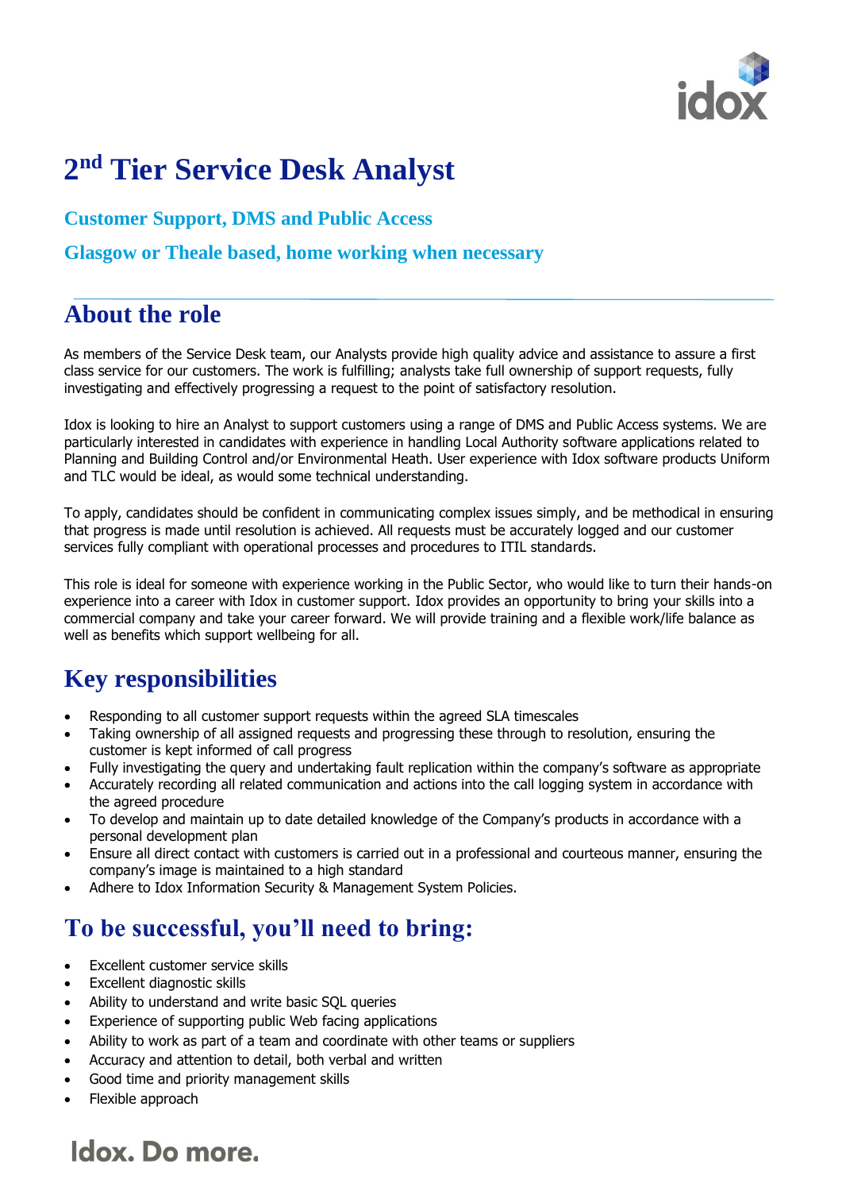# 2nd Tier Service Desk Analyst

### Customer Support, DMS and Public Access

### Glasgow or Theale based, home working when necessary

## About the role

As members of the Service Desk team, our Analysts provide high quality advice and assistance to assure a first class service for our customers. The work is fulfilling; analysts take full ownership of support requests, fully investigating and effectively progressing a request to the point of satisfactory resolution.

Idox is looking to hire an Analyst to support customers using a range of DMS and Public Access systems. We are particularly interested in candidates with experience in handling Local Authority software applications related to Planning and Building Control and/or Environmental Heath. User experience with Idox software products Uniform and TLC would be ideal, as would some technical understanding.

To apply, candidates should be confident in communicating complex issues simply, and be methodical in ensuring that progress is made until resolution is achieved. All requests must be accurately logged and our customer services fully compliant with operational processes and procedures to ITIL standards.

This role is ideal for someone with experience working in the Public Sector, who would like to turn their hands-on experience into a career with Idox in customer support. Idox provides an opportunity to bring your skills into a commercial company and take your career forward. We will provide training and a flexible work/life balance as well as benefits which support wellbeing for all.

## Key responsibilities

- Responding to all customer support requests within the agreed SLA timescales
- Taking ownership of all assigned requests and progressing these through to resolution, ensuring the customer is kept informed of call progress
- Fully investigating the query and undertaking fault replication within the company's software as appropriate
- Accurately recording all related communication and actions into the call logging system in accordance with the agreed procedure
- To develop and maintain up to date detailed knowledge of the Company's products in accordance with a personal development plan
- Ensure all direct contact with customers is carried out in a professional and courteous manner, ensuring the company's image is maintained to a high standard
- Adhere to Idox Information Security & Management System Policies.

## To be successful, you'll need to bring:

- Excellent customer service skills
- Excellent diagnostic skills
- Ability to understand and write basic SQL queries
- Experience of supporting public Web facing applications
- Ability to work as part of a team and coordinate with other teams or suppliers
- Accuracy and attention to detail, both verbal and written
- Good time and priority management skills
- Flexible approach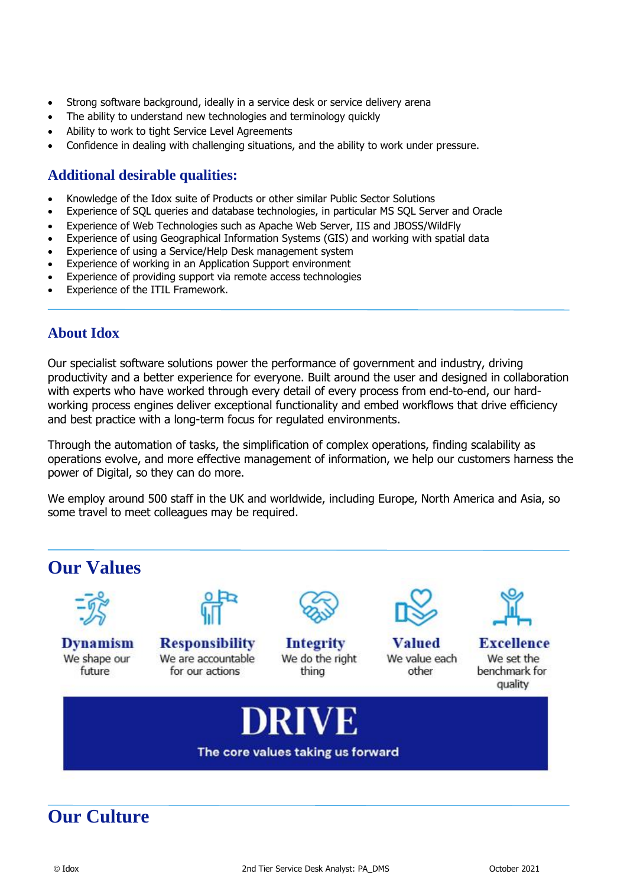- Strong software background, ideally in a service desk or service delivery arena
- The ability to understand new technologies and terminology quickly
- Ability to work to tight Service Level Agreements
- Confidence in dealing with challenging situations, and the ability to work under pressure.

## Additional desirable qualities:

- Knowledge of the Idox suite of Products or other similar Public Sector Solutions
- Experience of SQL queries and database technologies, in particular MS SQL Server and Oracle
- Experience of Web Technologies such as Apache Web Server, IIS and JBOSS/WildFly
- Experience of using Geographical Information Systems (GIS) and working with spatial data
- Experience of using a Service/Help Desk management system
- Experience of working in an Application Support environment
- Experience of providing support via remote access technologies
- Experience of the ITIL Framework.

## About Idox

Our specialist software solutions power the performance of government and industry, driving productivity and a better experience for everyone. Built around the user and designed in collaboration with experts who have worked through every detail of every process from end-to-end, our hard-working process engines deliver exceptional functionality and embed workflows that drive efficiency and best practice with a long-term focus for regulated environments.

Through the automation of tasks, the simplification of complex operations, finding scalability as operations evolve, and more effective management of information, we help our customers harness the power of Digital, so they can do more.

We employ around 500 staff in the UK and worldwide, including Europe, North America and Asia, so some travel to meet colleagues may be required.

# Our Values

**Dynamism**
We shape our future

**Responsibility**
We are accountable for our actions

**Integrity**
We do the right thing

**Valued**
We value each other

**Excellence**
We set the benchmark for quality

**DRIVE**
The core values taking us forward

# Our Culture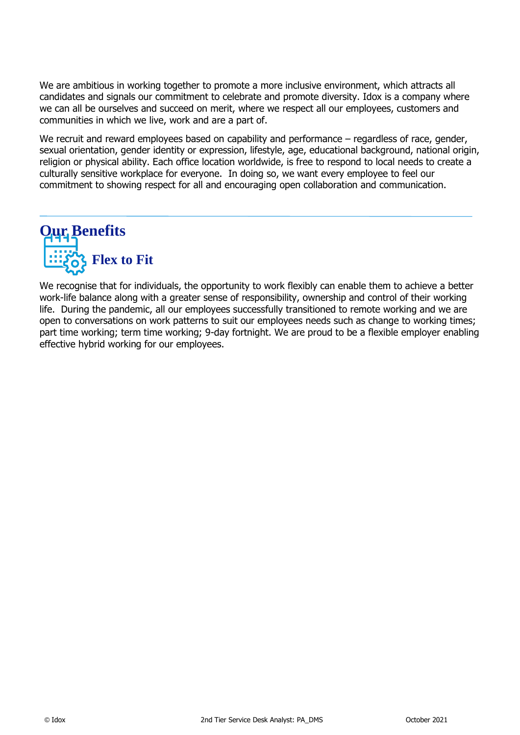We are ambitious in working together to promote a more inclusive environment, which attracts all candidates and signals our commitment to celebrate and promote diversity. Idox is a company where we can all be ourselves and succeed on merit, where we respect all our employees, customers and communities in which we live, work and are a part of.

We recruit and reward employees based on capability and performance – regardless of race, gender, sexual orientation, gender identity or expression, lifestyle, age, educational background, national origin, religion or physical ability. Each office location worldwide, is free to respond to local needs to create a culturally sensitive workplace for everyone. In doing so, we want every employee to feel our commitment to showing respect for all and encouraging open collaboration and communication.

---

## Our Benefits

### Flex to Fit

We recognise that for individuals, the opportunity to work flexibly can enable them to achieve a better work-life balance along with a greater sense of responsibility, ownership and control of their working life. During the pandemic, all our employees successfully transitioned to remote working and we are open to conversations on work patterns to suit our employees needs such as change to working times; part time working; term time working; 9-day fortnight. We are proud to be a flexible employer enabling effective hybrid working for our employees.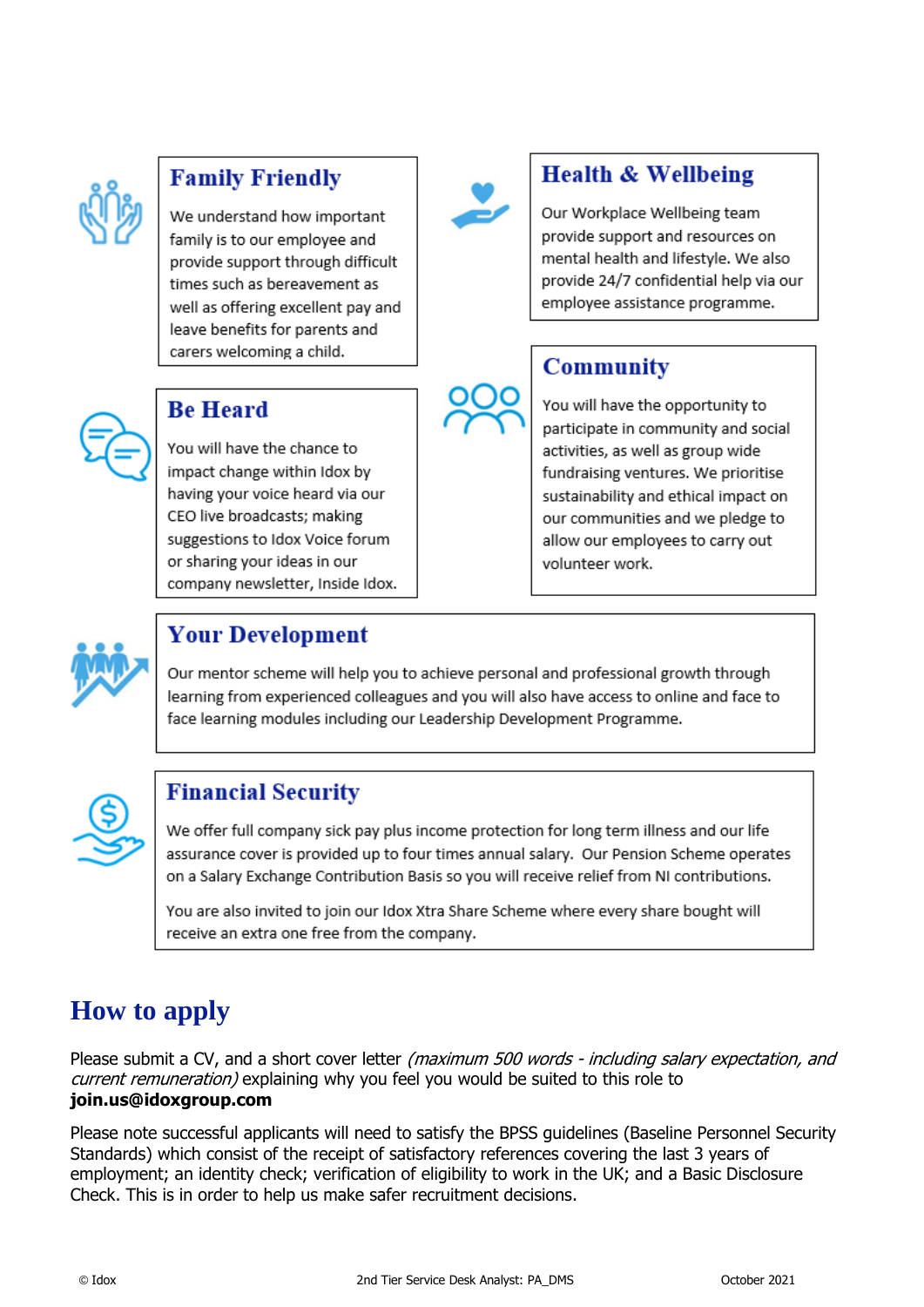### Family Friendly

We understand how important family is to our employee and provide support through difficult times such as bereavement as well as offering excellent pay and leave benefits for parents and carers welcoming a child.

### Health & Wellbeing

Our Workplace Wellbeing team provide support and resources on mental health and lifestyle. We also provide 24/7 confidential help via our employee assistance programme.

### Be Heard

You will have the chance to impact change within Idox by having your voice heard via our CEO live broadcasts; making suggestions to Idox Voice forum or sharing your ideas in our company newsletter, Inside Idox.

### Community

You will have the opportunity to participate in community and social activities, as well as group wide fundraising ventures. We prioritise sustainability and ethical impact on our communities and we pledge to allow our employees to carry out volunteer work.

### Your Development

Our mentor scheme will help you to achieve personal and professional growth through learning from experienced colleagues and you will also have access to online and face to face learning modules including our Leadership Development Programme.

### Financial Security

We offer full company sick pay plus income protection for long term illness and our life assurance cover is provided up to four times annual salary. Our Pension Scheme operates on a Salary Exchange Contribution Basis so you will receive relief from NI contributions.

You are also invited to join our Idox Xtra Share Scheme where every share bought will receive an extra one free from the company.

## How to apply

Please submit a CV, and a short cover letter *(maximum 500 words - including salary expectation, and current remuneration)* explaining why you feel you would be suited to this role to **join.us@idoxgroup.com**

Please note successful applicants will need to satisfy the BPSS guidelines (Baseline Personnel Security Standards) which consist of the receipt of satisfactory references covering the last 3 years of employment; an identity check; verification of eligibility to work in the UK; and a Basic Disclosure Check. This is in order to help us make safer recruitment decisions.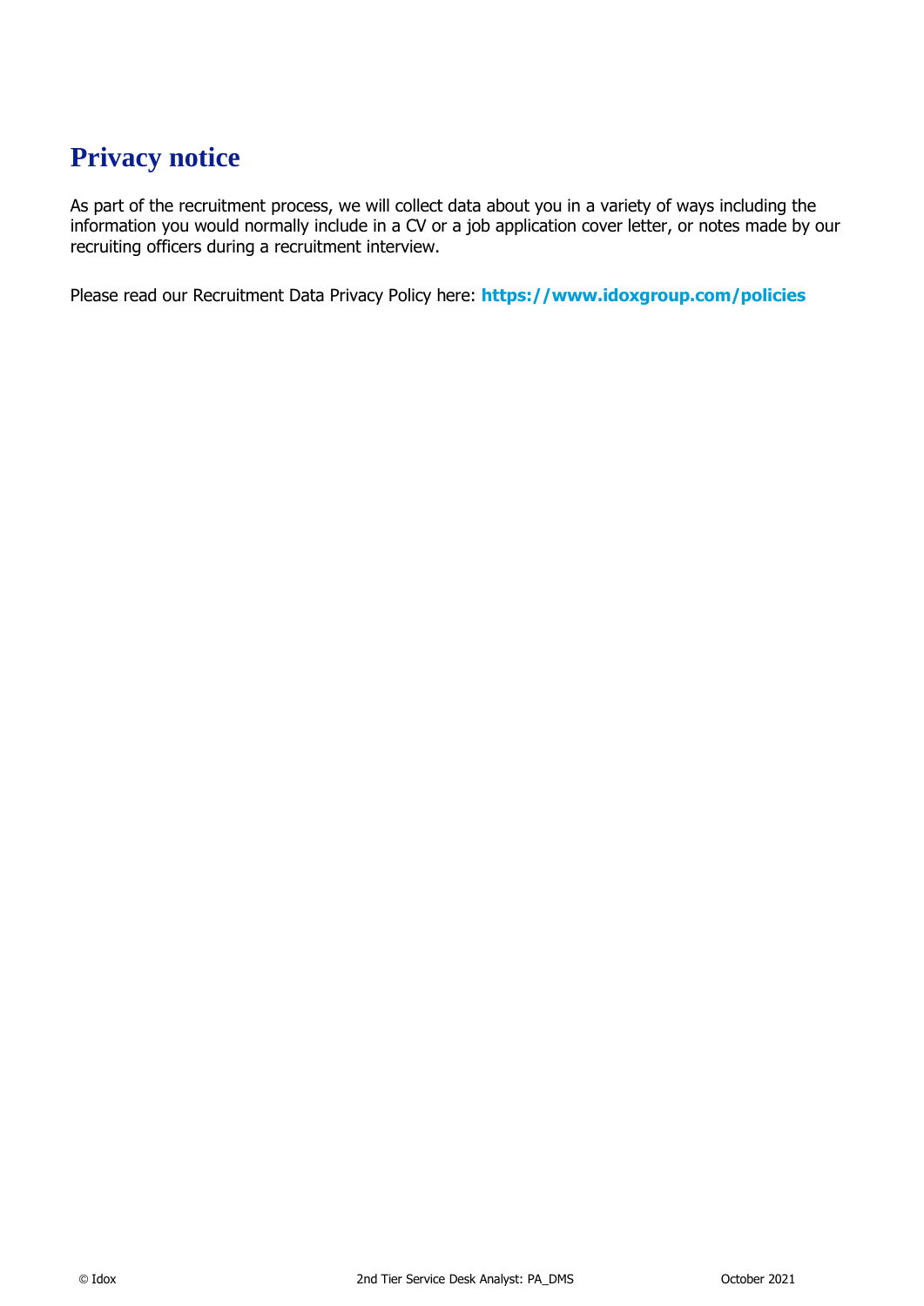# Privacy notice

As part of the recruitment process, we will collect data about you in a variety of ways including the information you would normally include in a CV or a job application cover letter, or notes made by our recruiting officers during a recruitment interview.

Please read our Recruitment Data Privacy Policy here: **https://www.idoxgroup.com/policies**